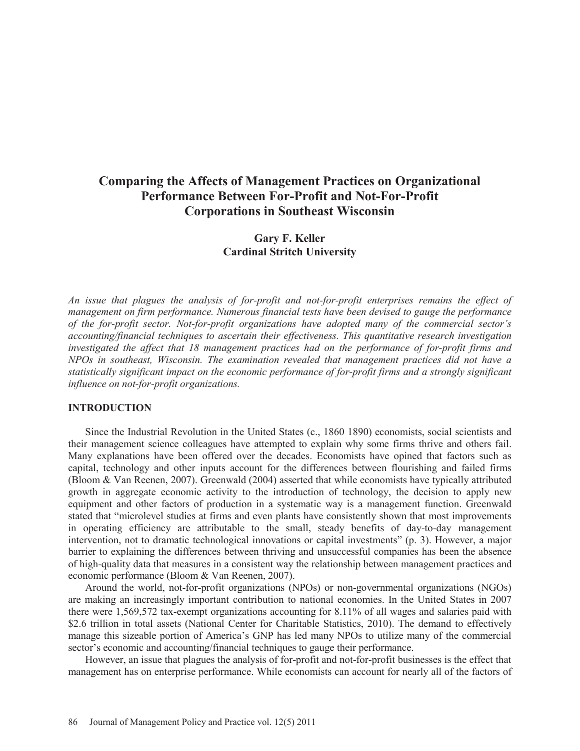# Comparing the Affects of Management Practices on Organizational Performance Between For-Profit and Not-For-Profit Corporations in Southeast Wisconsin

**Gary F. Keller**
**Cardinal Stritch University**

*An issue that plagues the analysis of for-profit and not-for-profit enterprises remains the effect of management on firm performance. Numerous financial tests have been devised to gauge the performance of the for-profit sector. Not-for-profit organizations have adopted many of the commercial sector's accounting/financial techniques to ascertain their effectiveness. This quantitative research investigation investigated the affect that 18 management practices had on the performance of for-profit firms and NPOs in southeast, Wisconsin. The examination revealed that management practices did not have a statistically significant impact on the economic performance of for-profit firms and a strongly significant influence on not-for-profit organizations.*

## INTRODUCTION

Since the Industrial Revolution in the United States (c., 1860 1890) economists, social scientists and their management science colleagues have attempted to explain why some firms thrive and others fail. Many explanations have been offered over the decades. Economists have opined that factors such as capital, technology and other inputs account for the differences between flourishing and failed firms (Bloom & Van Reenen, 2007). Greenwald (2004) asserted that while economists have typically attributed growth in aggregate economic activity to the introduction of technology, the decision to apply new equipment and other factors of production in a systematic way is a management function. Greenwald stated that "microlevel studies at firms and even plants have consistently shown that most improvements in operating efficiency are attributable to the small, steady benefits of day-to-day management intervention, not to dramatic technological innovations or capital investments" (p. 3). However, a major barrier to explaining the differences between thriving and unsuccessful companies has been the absence of high-quality data that measures in a consistent way the relationship between management practices and economic performance (Bloom & Van Reenen, 2007).

Around the world, not-for-profit organizations (NPOs) or non-governmental organizations (NGOs) are making an increasingly important contribution to national economies. In the United States in 2007 there were 1,569,572 tax-exempt organizations accounting for 8.11% of all wages and salaries paid with \$2.6 trillion in total assets (National Center for Charitable Statistics, 2010). The demand to effectively manage this sizeable portion of America's GNP has led many NPOs to utilize many of the commercial sector's economic and accounting/financial techniques to gauge their performance.

However, an issue that plagues the analysis of for-profit and not-for-profit businesses is the effect that management has on enterprise performance. While economists can account for nearly all of the factors of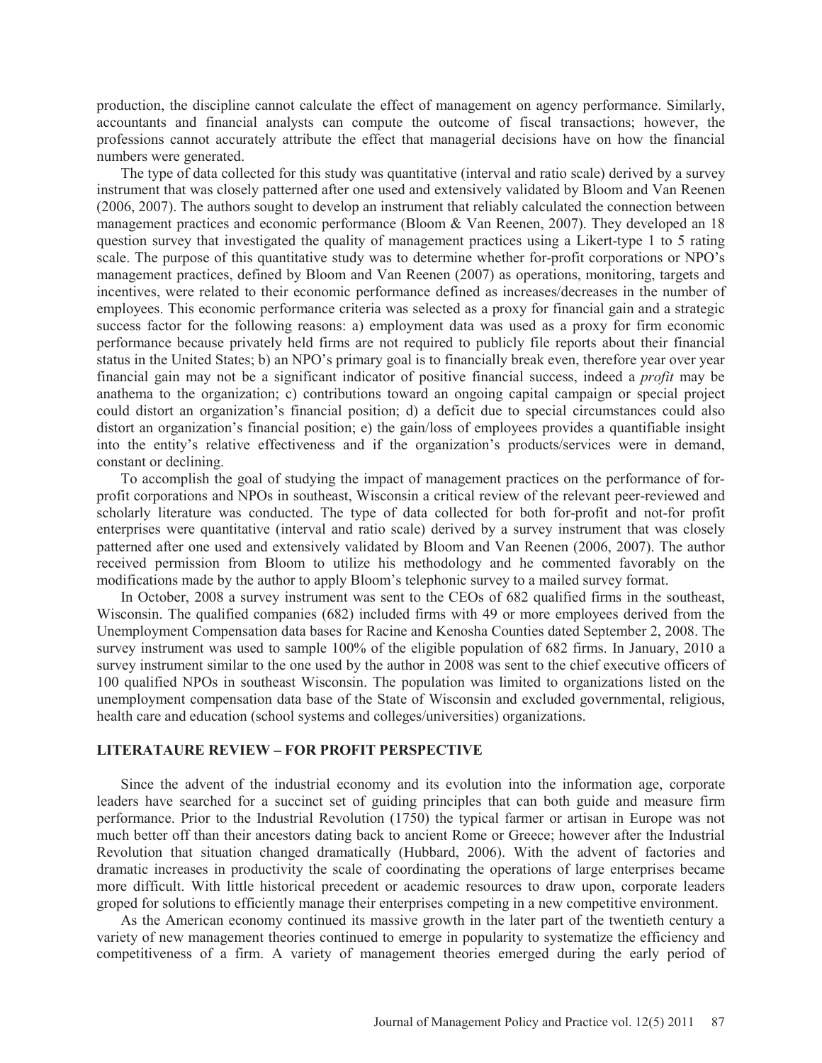production, the discipline cannot calculate the effect of management on agency performance. Similarly, accountants and financial analysts can compute the outcome of fiscal transactions; however, the professions cannot accurately attribute the effect that managerial decisions have on how the financial numbers were generated.

The type of data collected for this study was quantitative (interval and ratio scale) derived by a survey instrument that was closely patterned after one used and extensively validated by Bloom and Van Reenen (2006, 2007). The authors sought to develop an instrument that reliably calculated the connection between management practices and economic performance (Bloom & Van Reenen, 2007). They developed an 18 question survey that investigated the quality of management practices using a Likert-type 1 to 5 rating scale. The purpose of this quantitative study was to determine whether for-profit corporations or NPO's management practices, defined by Bloom and Van Reenen (2007) as operations, monitoring, targets and incentives, were related to their economic performance defined as increases/decreases in the number of employees. This economic performance criteria was selected as a proxy for financial gain and a strategic success factor for the following reasons: a) employment data was used as a proxy for firm economic performance because privately held firms are not required to publicly file reports about their financial status in the United States; b) an NPO's primary goal is to financially break even, therefore year over year financial gain may not be a significant indicator of positive financial success, indeed a *profit* may be anathema to the organization; c) contributions toward an ongoing capital campaign or special project could distort an organization's financial position; d) a deficit due to special circumstances could also distort an organization's financial position; e) the gain/loss of employees provides a quantifiable insight into the entity's relative effectiveness and if the organization's products/services were in demand, constant or declining.

To accomplish the goal of studying the impact of management practices on the performance of for-profit corporations and NPOs in southeast, Wisconsin a critical review of the relevant peer-reviewed and scholarly literature was conducted. The type of data collected for both for-profit and not-for profit enterprises were quantitative (interval and ratio scale) derived by a survey instrument that was closely patterned after one used and extensively validated by Bloom and Van Reenen (2006, 2007). The author received permission from Bloom to utilize his methodology and he commented favorably on the modifications made by the author to apply Bloom's telephonic survey to a mailed survey format.

In October, 2008 a survey instrument was sent to the CEOs of 682 qualified firms in the southeast, Wisconsin. The qualified companies (682) included firms with 49 or more employees derived from the Unemployment Compensation data bases for Racine and Kenosha Counties dated September 2, 2008. The survey instrument was used to sample 100% of the eligible population of 682 firms. In January, 2010 a survey instrument similar to the one used by the author in 2008 was sent to the chief executive officers of 100 qualified NPOs in southeast Wisconsin. The population was limited to organizations listed on the unemployment compensation data base of the State of Wisconsin and excluded governmental, religious, health care and education (school systems and colleges/universities) organizations.

## LITERATAURE REVIEW – FOR PROFIT PERSPECTIVE

Since the advent of the industrial economy and its evolution into the information age, corporate leaders have searched for a succinct set of guiding principles that can both guide and measure firm performance. Prior to the Industrial Revolution (1750) the typical farmer or artisan in Europe was not much better off than their ancestors dating back to ancient Rome or Greece; however after the Industrial Revolution that situation changed dramatically (Hubbard, 2006). With the advent of factories and dramatic increases in productivity the scale of coordinating the operations of large enterprises became more difficult. With little historical precedent or academic resources to draw upon, corporate leaders groped for solutions to efficiently manage their enterprises competing in a new competitive environment.

As the American economy continued its massive growth in the later part of the twentieth century a variety of new management theories continued to emerge in popularity to systematize the efficiency and competitiveness of a firm. A variety of management theories emerged during the early period of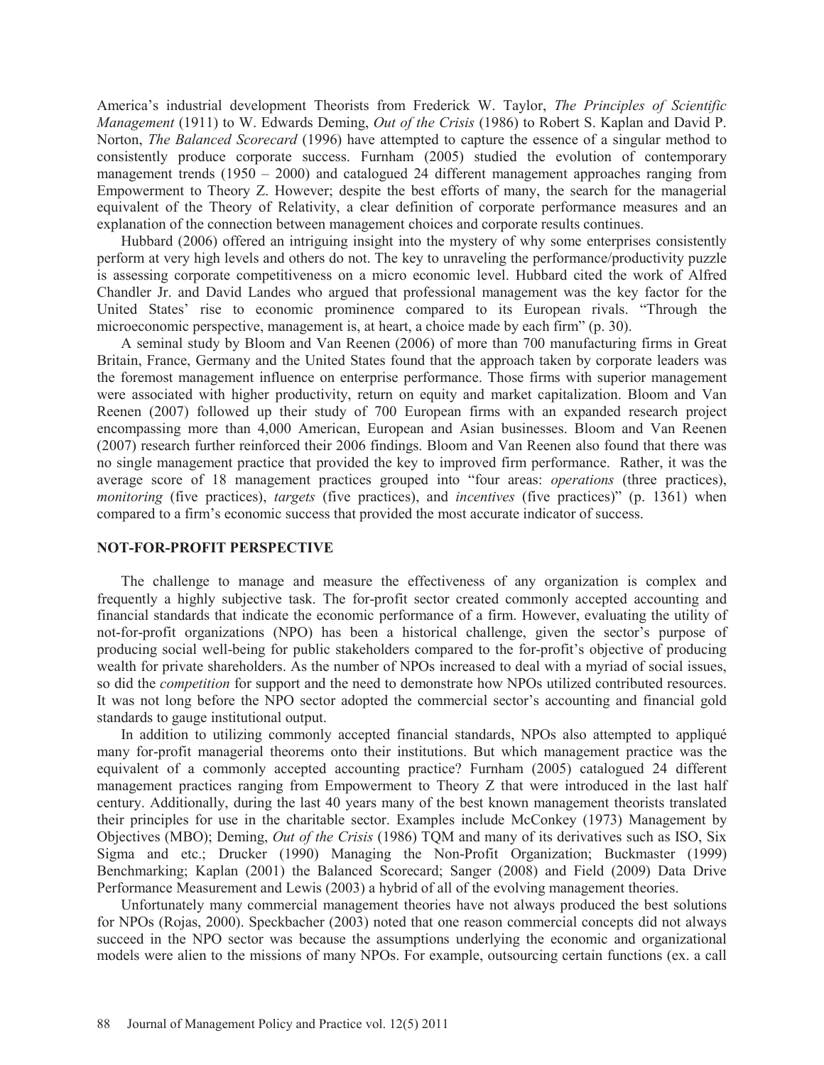America's industrial development Theorists from Frederick W. Taylor, *The Principles of Scientific Management* (1911) to W. Edwards Deming, *Out of the Crisis* (1986) to Robert S. Kaplan and David P. Norton, *The Balanced Scorecard* (1996) have attempted to capture the essence of a singular method to consistently produce corporate success. Furnham (2005) studied the evolution of contemporary management trends (1950 – 2000) and catalogued 24 different management approaches ranging from Empowerment to Theory Z. However; despite the best efforts of many, the search for the managerial equivalent of the Theory of Relativity, a clear definition of corporate performance measures and an explanation of the connection between management choices and corporate results continues.

Hubbard (2006) offered an intriguing insight into the mystery of why some enterprises consistently perform at very high levels and others do not. The key to unraveling the performance/productivity puzzle is assessing corporate competitiveness on a micro economic level. Hubbard cited the work of Alfred Chandler Jr. and David Landes who argued that professional management was the key factor for the United States' rise to economic prominence compared to its European rivals. "Through the microeconomic perspective, management is, at heart, a choice made by each firm" (p. 30).

A seminal study by Bloom and Van Reenen (2006) of more than 700 manufacturing firms in Great Britain, France, Germany and the United States found that the approach taken by corporate leaders was the foremost management influence on enterprise performance. Those firms with superior management were associated with higher productivity, return on equity and market capitalization. Bloom and Van Reenen (2007) followed up their study of 700 European firms with an expanded research project encompassing more than 4,000 American, European and Asian businesses. Bloom and Van Reenen (2007) research further reinforced their 2006 findings. Bloom and Van Reenen also found that there was no single management practice that provided the key to improved firm performance. Rather, it was the average score of 18 management practices grouped into "four areas: *operations* (three practices), *monitoring* (five practices), *targets* (five practices), and *incentives* (five practices)" (p. 1361) when compared to a firm's economic success that provided the most accurate indicator of success.

## NOT-FOR-PROFIT PERSPECTIVE

The challenge to manage and measure the effectiveness of any organization is complex and frequently a highly subjective task. The for-profit sector created commonly accepted accounting and financial standards that indicate the economic performance of a firm. However, evaluating the utility of not-for-profit organizations (NPO) has been a historical challenge, given the sector's purpose of producing social well-being for public stakeholders compared to the for-profit's objective of producing wealth for private shareholders. As the number of NPOs increased to deal with a myriad of social issues, so did the *competition* for support and the need to demonstrate how NPOs utilized contributed resources. It was not long before the NPO sector adopted the commercial sector's accounting and financial gold standards to gauge institutional output.

In addition to utilizing commonly accepted financial standards, NPOs also attempted to appliqué many for-profit managerial theorems onto their institutions. But which management practice was the equivalent of a commonly accepted accounting practice? Furnham (2005) catalogued 24 different management practices ranging from Empowerment to Theory Z that were introduced in the last half century. Additionally, during the last 40 years many of the best known management theorists translated their principles for use in the charitable sector. Examples include McConkey (1973) Management by Objectives (MBO); Deming, *Out of the Crisis* (1986) TQM and many of its derivatives such as ISO, Six Sigma and etc.; Drucker (1990) Managing the Non-Profit Organization; Buckmaster (1999) Benchmarking; Kaplan (2001) the Balanced Scorecard; Sanger (2008) and Field (2009) Data Drive Performance Measurement and Lewis (2003) a hybrid of all of the evolving management theories.

Unfortunately many commercial management theories have not always produced the best solutions for NPOs (Rojas, 2000). Speckbacher (2003) noted that one reason commercial concepts did not always succeed in the NPO sector was because the assumptions underlying the economic and organizational models were alien to the missions of many NPOs. For example, outsourcing certain functions (ex. a call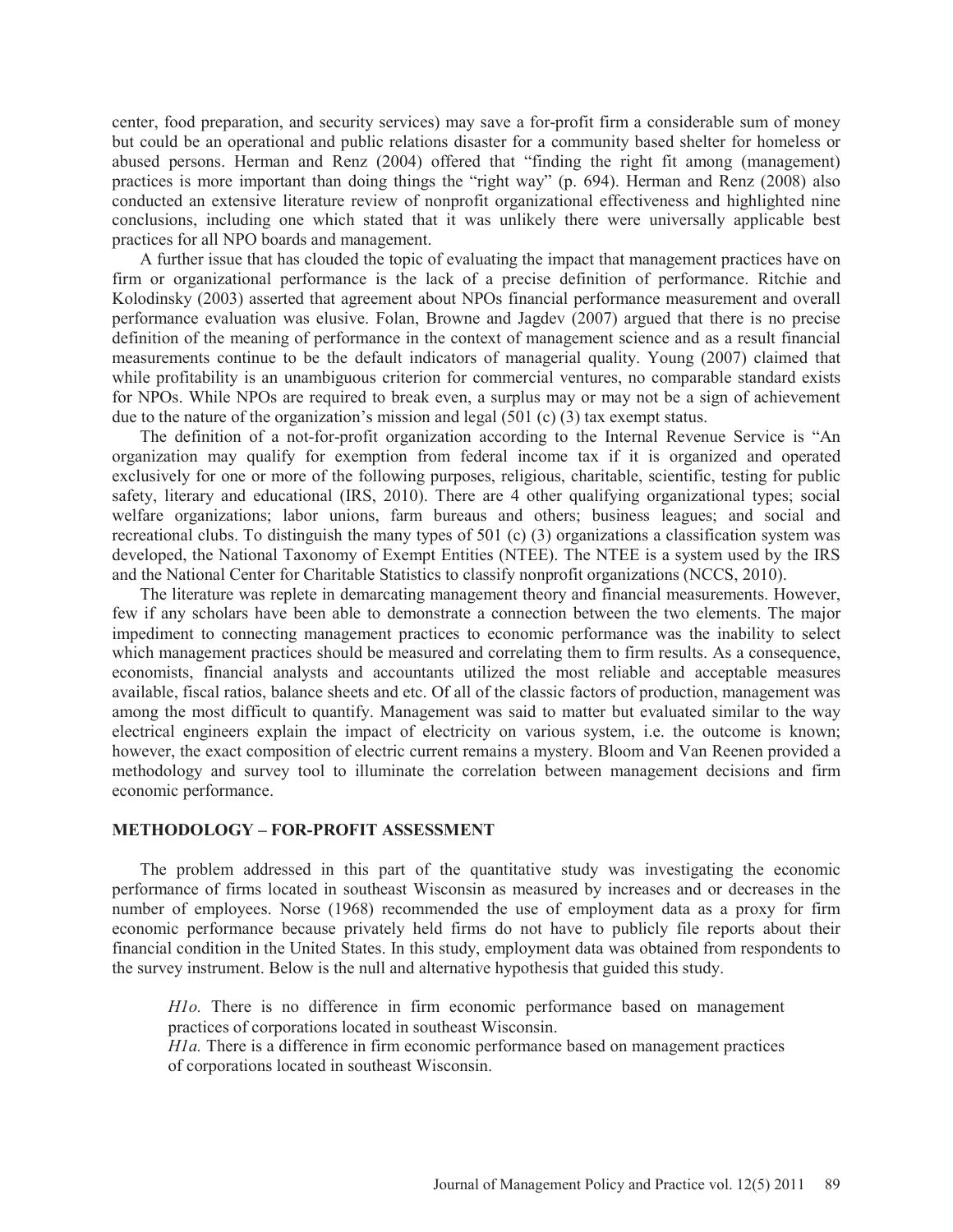center, food preparation, and security services) may save a for-profit firm a considerable sum of money but could be an operational and public relations disaster for a community based shelter for homeless or abused persons. Herman and Renz (2004) offered that "finding the right fit among (management) practices is more important than doing things the "right way" (p. 694). Herman and Renz (2008) also conducted an extensive literature review of nonprofit organizational effectiveness and highlighted nine conclusions, including one which stated that it was unlikely there were universally applicable best practices for all NPO boards and management.

A further issue that has clouded the topic of evaluating the impact that management practices have on firm or organizational performance is the lack of a precise definition of performance. Ritchie and Kolodinsky (2003) asserted that agreement about NPOs financial performance measurement and overall performance evaluation was elusive. Folan, Browne and Jagdev (2007) argued that there is no precise definition of the meaning of performance in the context of management science and as a result financial measurements continue to be the default indicators of managerial quality. Young (2007) claimed that while profitability is an unambiguous criterion for commercial ventures, no comparable standard exists for NPOs. While NPOs are required to break even, a surplus may or may not be a sign of achievement due to the nature of the organization's mission and legal (501 (c) (3) tax exempt status.

The definition of a not-for-profit organization according to the Internal Revenue Service is "An organization may qualify for exemption from federal income tax if it is organized and operated exclusively for one or more of the following purposes, religious, charitable, scientific, testing for public safety, literary and educational (IRS, 2010). There are 4 other qualifying organizational types; social welfare organizations; labor unions, farm bureaus and others; business leagues; and social and recreational clubs. To distinguish the many types of 501 (c) (3) organizations a classification system was developed, the National Taxonomy of Exempt Entities (NTEE). The NTEE is a system used by the IRS and the National Center for Charitable Statistics to classify nonprofit organizations (NCCS, 2010).

The literature was replete in demarcating management theory and financial measurements. However, few if any scholars have been able to demonstrate a connection between the two elements. The major impediment to connecting management practices to economic performance was the inability to select which management practices should be measured and correlating them to firm results. As a consequence, economists, financial analysts and accountants utilized the most reliable and acceptable measures available, fiscal ratios, balance sheets and etc. Of all of the classic factors of production, management was among the most difficult to quantify. Management was said to matter but evaluated similar to the way electrical engineers explain the impact of electricity on various system, i.e. the outcome is known; however, the exact composition of electric current remains a mystery. Bloom and Van Reenen provided a methodology and survey tool to illuminate the correlation between management decisions and firm economic performance.

## METHODOLOGY – FOR-PROFIT ASSESSMENT

The problem addressed in this part of the quantitative study was investigating the economic performance of firms located in southeast Wisconsin as measured by increases and or decreases in the number of employees. Norse (1968) recommended the use of employment data as a proxy for firm economic performance because privately held firms do not have to publicly file reports about their financial condition in the United States. In this study, employment data was obtained from respondents to the survey instrument. Below is the null and alternative hypothesis that guided this study.

> *H1o.* There is no difference in firm economic performance based on management practices of corporations located in southeast Wisconsin.
>
> *H1a.* There is a difference in firm economic performance based on management practices of corporations located in southeast Wisconsin.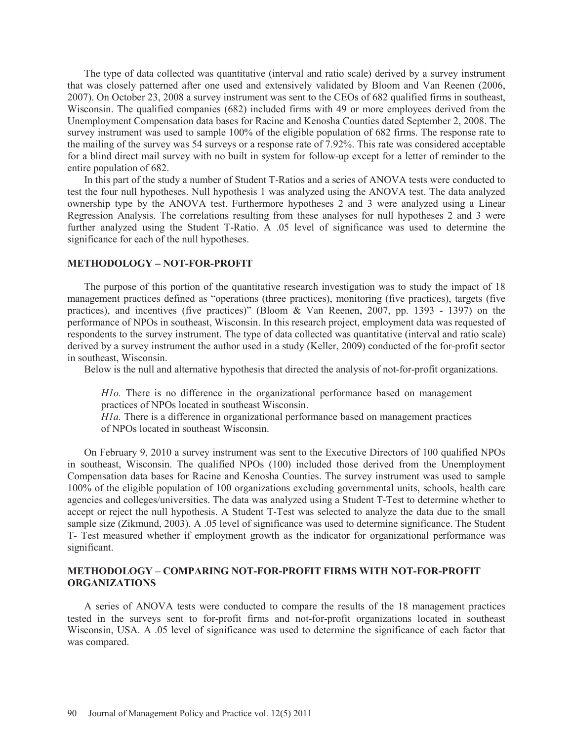The type of data collected was quantitative (interval and ratio scale) derived by a survey instrument that was closely patterned after one used and extensively validated by Bloom and Van Reenen (2006, 2007). On October 23, 2008 a survey instrument was sent to the CEOs of 682 qualified firms in southeast, Wisconsin. The qualified companies (682) included firms with 49 or more employees derived from the Unemployment Compensation data bases for Racine and Kenosha Counties dated September 2, 2008. The survey instrument was used to sample 100% of the eligible population of 682 firms. The response rate to the mailing of the survey was 54 surveys or a response rate of 7.92%. This rate was considered acceptable for a blind direct mail survey with no built in system for follow-up except for a letter of reminder to the entire population of 682.

In this part of the study a number of Student T-Ratios and a series of ANOVA tests were conducted to test the four null hypotheses. Null hypothesis 1 was analyzed using the ANOVA test. The data analyzed ownership type by the ANOVA test. Furthermore hypotheses 2 and 3 were analyzed using a Linear Regression Analysis. The correlations resulting from these analyses for null hypotheses 2 and 3 were further analyzed using the Student T-Ratio. A .05 level of significance was used to determine the significance for each of the null hypotheses.

## METHODOLOGY – NOT-FOR-PROFIT

The purpose of this portion of the quantitative research investigation was to study the impact of 18 management practices defined as "operations (three practices), monitoring (five practices), targets (five practices), and incentives (five practices)" (Bloom & Van Reenen, 2007, pp. 1393 - 1397) on the performance of NPOs in southeast, Wisconsin. In this research project, employment data was requested of respondents to the survey instrument. The type of data collected was quantitative (interval and ratio scale) derived by a survey instrument the author used in a study (Keller, 2009) conducted of the for-profit sector in southeast, Wisconsin.

Below is the null and alternative hypothesis that directed the analysis of not-for-profit organizations.

> *H1o.* There is no difference in the organizational performance based on management practices of NPOs located in southeast Wisconsin.
>
> *H1a.* There is a difference in organizational performance based on management practices of NPOs located in southeast Wisconsin.

On February 9, 2010 a survey instrument was sent to the Executive Directors of 100 qualified NPOs in southeast, Wisconsin. The qualified NPOs (100) included those derived from the Unemployment Compensation data bases for Racine and Kenosha Counties. The survey instrument was used to sample 100% of the eligible population of 100 organizations excluding governmental units, schools, health care agencies and colleges/universities. The data was analyzed using a Student T-Test to determine whether to accept or reject the null hypothesis. A Student T-Test was selected to analyze the data due to the small sample size (Zikmund, 2003). A .05 level of significance was used to determine significance. The Student T- Test measured whether if employment growth as the indicator for organizational performance was significant.

## METHODOLOGY – COMPARING NOT-FOR-PROFIT FIRMS WITH NOT-FOR-PROFIT ORGANIZATIONS

A series of ANOVA tests were conducted to compare the results of the 18 management practices tested in the surveys sent to for-profit firms and not-for-profit organizations located in southeast Wisconsin, USA. A .05 level of significance was used to determine the significance of each factor that was compared.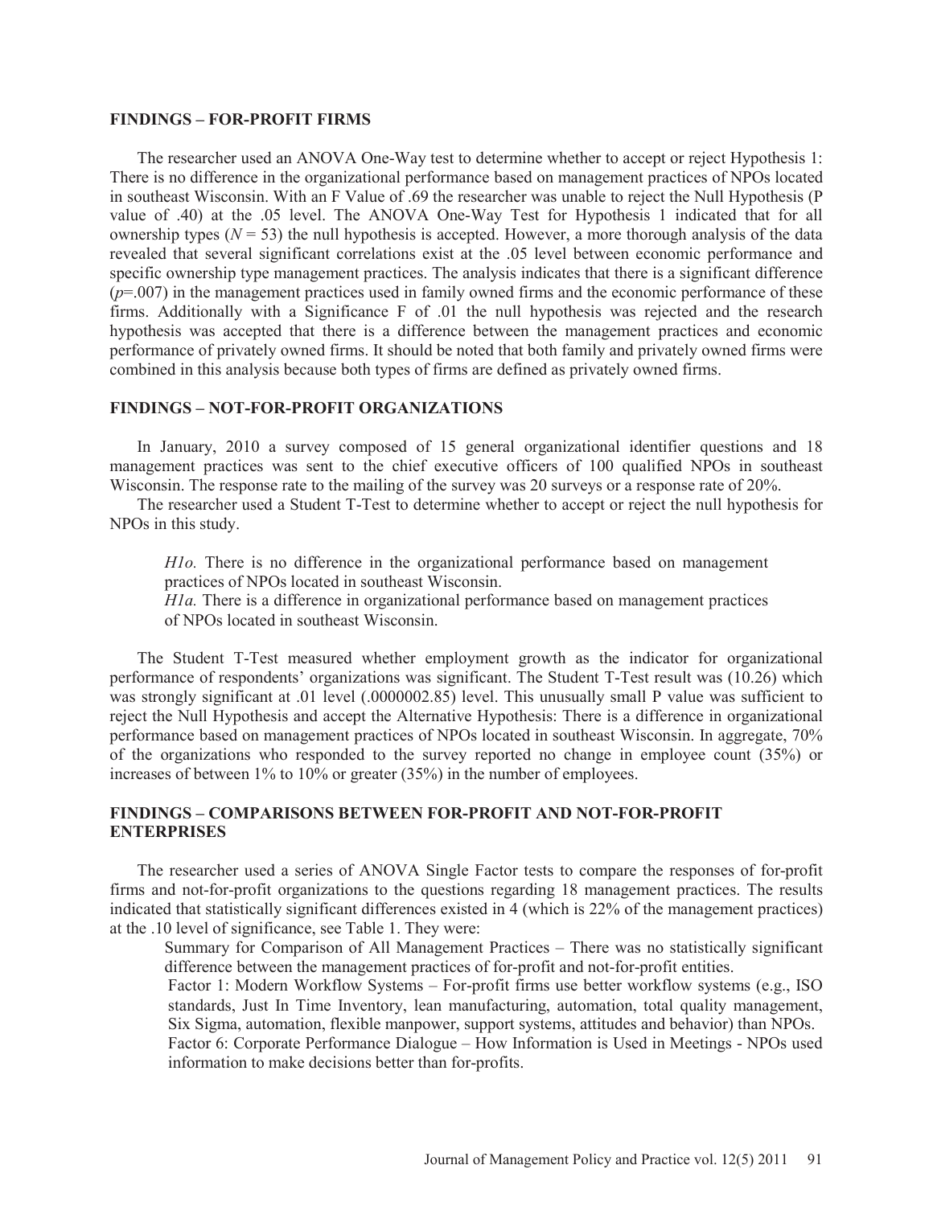## FINDINGS – FOR-PROFIT FIRMS

The researcher used an ANOVA One-Way test to determine whether to accept or reject Hypothesis 1: There is no difference in the organizational performance based on management practices of NPOs located in southeast Wisconsin. With an F Value of .69 the researcher was unable to reject the Null Hypothesis (P value of .40) at the .05 level. The ANOVA One-Way Test for Hypothesis 1 indicated that for all ownership types ($N = 53$) the null hypothesis is accepted. However, a more thorough analysis of the data revealed that several significant correlations exist at the .05 level between economic performance and specific ownership type management practices. The analysis indicates that there is a significant difference ($p$=.007) in the management practices used in family owned firms and the economic performance of these firms. Additionally with a Significance F of .01 the null hypothesis was rejected and the research hypothesis was accepted that there is a difference between the management practices and economic performance of privately owned firms. It should be noted that both family and privately owned firms were combined in this analysis because both types of firms are defined as privately owned firms.

## FINDINGS – NOT-FOR-PROFIT ORGANIZATIONS

In January, 2010 a survey composed of 15 general organizational identifier questions and 18 management practices was sent to the chief executive officers of 100 qualified NPOs in southeast Wisconsin. The response rate to the mailing of the survey was 20 surveys or a response rate of 20%.

The researcher used a Student T-Test to determine whether to accept or reject the null hypothesis for NPOs in this study.

> *H1o.* There is no difference in the organizational performance based on management practices of NPOs located in southeast Wisconsin.
> *H1a.* There is a difference in organizational performance based on management practices of NPOs located in southeast Wisconsin.

The Student T-Test measured whether employment growth as the indicator for organizational performance of respondents' organizations was significant. The Student T-Test result was (10.26) which was strongly significant at .01 level (.0000002.85) level. This unusually small P value was sufficient to reject the Null Hypothesis and accept the Alternative Hypothesis: There is a difference in organizational performance based on management practices of NPOs located in southeast Wisconsin. In aggregate, 70% of the organizations who responded to the survey reported no change in employee count (35%) or increases of between 1% to 10% or greater (35%) in the number of employees.

## FINDINGS – COMPARISONS BETWEEN FOR-PROFIT AND NOT-FOR-PROFIT ENTERPRISES

The researcher used a series of ANOVA Single Factor tests to compare the responses of for-profit firms and not-for-profit organizations to the questions regarding 18 management practices. The results indicated that statistically significant differences existed in 4 (which is 22% of the management practices) at the .10 level of significance, see Table 1. They were:

Summary for Comparison of All Management Practices – There was no statistically significant difference between the management practices of for-profit and not-for-profit entities.

Factor 1: Modern Workflow Systems – For-profit firms use better workflow systems (e.g., ISO standards, Just In Time Inventory, lean manufacturing, automation, total quality management, Six Sigma, automation, flexible manpower, support systems, attitudes and behavior) than NPOs.

Factor 6: Corporate Performance Dialogue – How Information is Used in Meetings - NPOs used information to make decisions better than for-profits.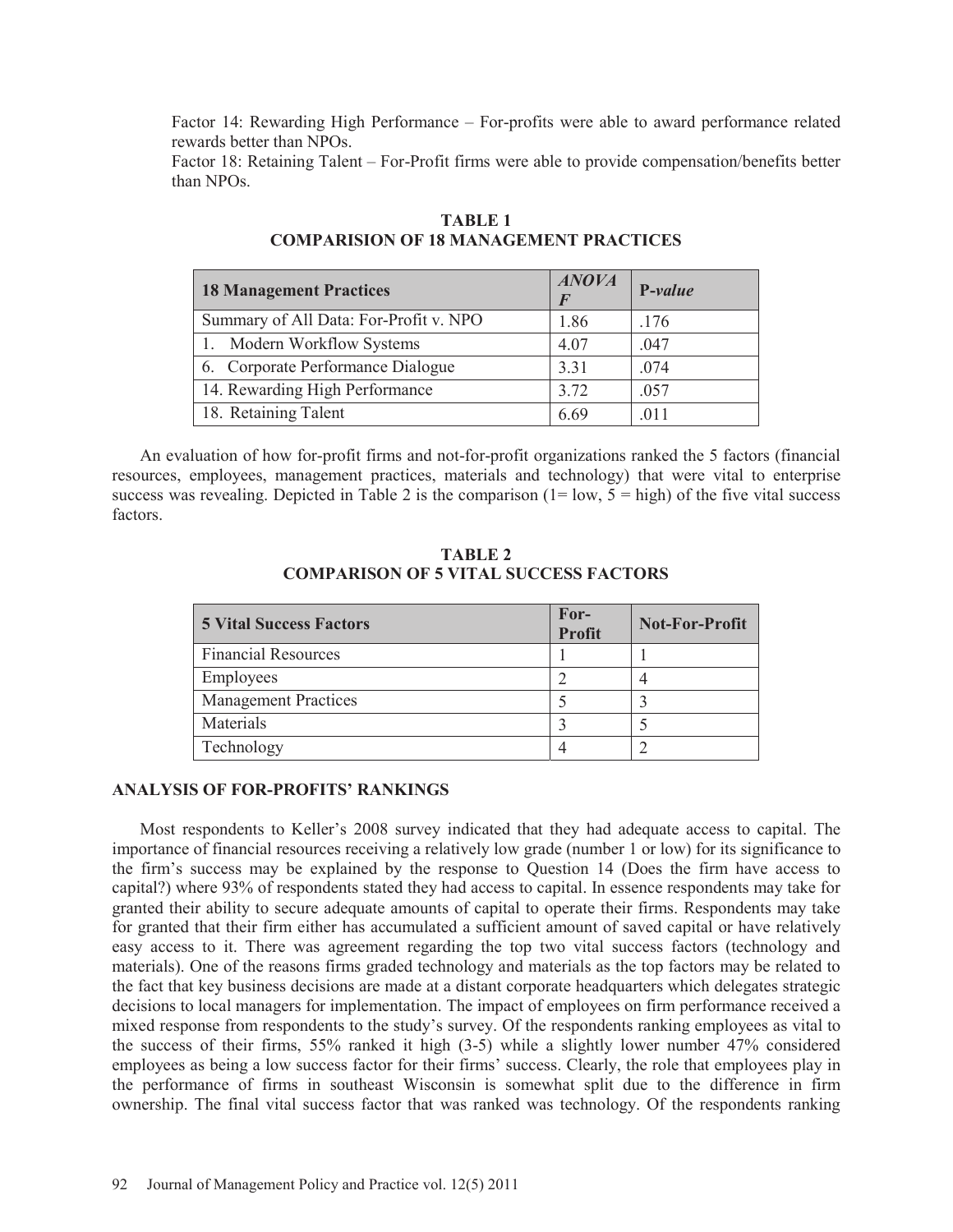Factor 14: Rewarding High Performance – For-profits were able to award performance related rewards better than NPOs.
Factor 18: Retaining Talent – For-Profit firms were able to provide compensation/benefits better than NPOs.

**TABLE 1**
**COMPARISION OF 18 MANAGEMENT PRACTICES**

| 18 Management Practices | *ANOVA F* | P-*value* |
|---|---|---|
| Summary of All Data: For-Profit v. NPO | 1.86 | .176 |
| 1. Modern Workflow Systems | 4.07 | .047 |
| 6. Corporate Performance Dialogue | 3.31 | .074 |
| 14. Rewarding High Performance | 3.72 | .057 |
| 18. Retaining Talent | 6.69 | .011 |

An evaluation of how for-profit firms and not-for-profit organizations ranked the 5 factors (financial resources, employees, management practices, materials and technology) that were vital to enterprise success was revealing. Depicted in Table 2 is the comparison (1= low, 5 = high) of the five vital success factors.

**TABLE 2**
**COMPARISON OF 5 VITAL SUCCESS FACTORS**

| 5 Vital Success Factors | For-Profit | Not-For-Profit |
|---|---|---|
| Financial Resources | 1 | 1 |
| Employees | 2 | 4 |
| Management Practices | 5 | 3 |
| Materials | 3 | 5 |
| Technology | 4 | 2 |

## ANALYSIS OF FOR-PROFITS' RANKINGS

Most respondents to Keller's 2008 survey indicated that they had adequate access to capital. The importance of financial resources receiving a relatively low grade (number 1 or low) for its significance to the firm's success may be explained by the response to Question 14 (Does the firm have access to capital?) where 93% of respondents stated they had access to capital. In essence respondents may take for granted their ability to secure adequate amounts of capital to operate their firms. Respondents may take for granted that their firm either has accumulated a sufficient amount of saved capital or have relatively easy access to it. There was agreement regarding the top two vital success factors (technology and materials). One of the reasons firms graded technology and materials as the top factors may be related to the fact that key business decisions are made at a distant corporate headquarters which delegates strategic decisions to local managers for implementation. The impact of employees on firm performance received a mixed response from respondents to the study's survey. Of the respondents ranking employees as vital to the success of their firms, 55% ranked it high (3-5) while a slightly lower number 47% considered employees as being a low success factor for their firms' success. Clearly, the role that employees play in the performance of firms in southeast Wisconsin is somewhat split due to the difference in firm ownership. The final vital success factor that was ranked was technology. Of the respondents ranking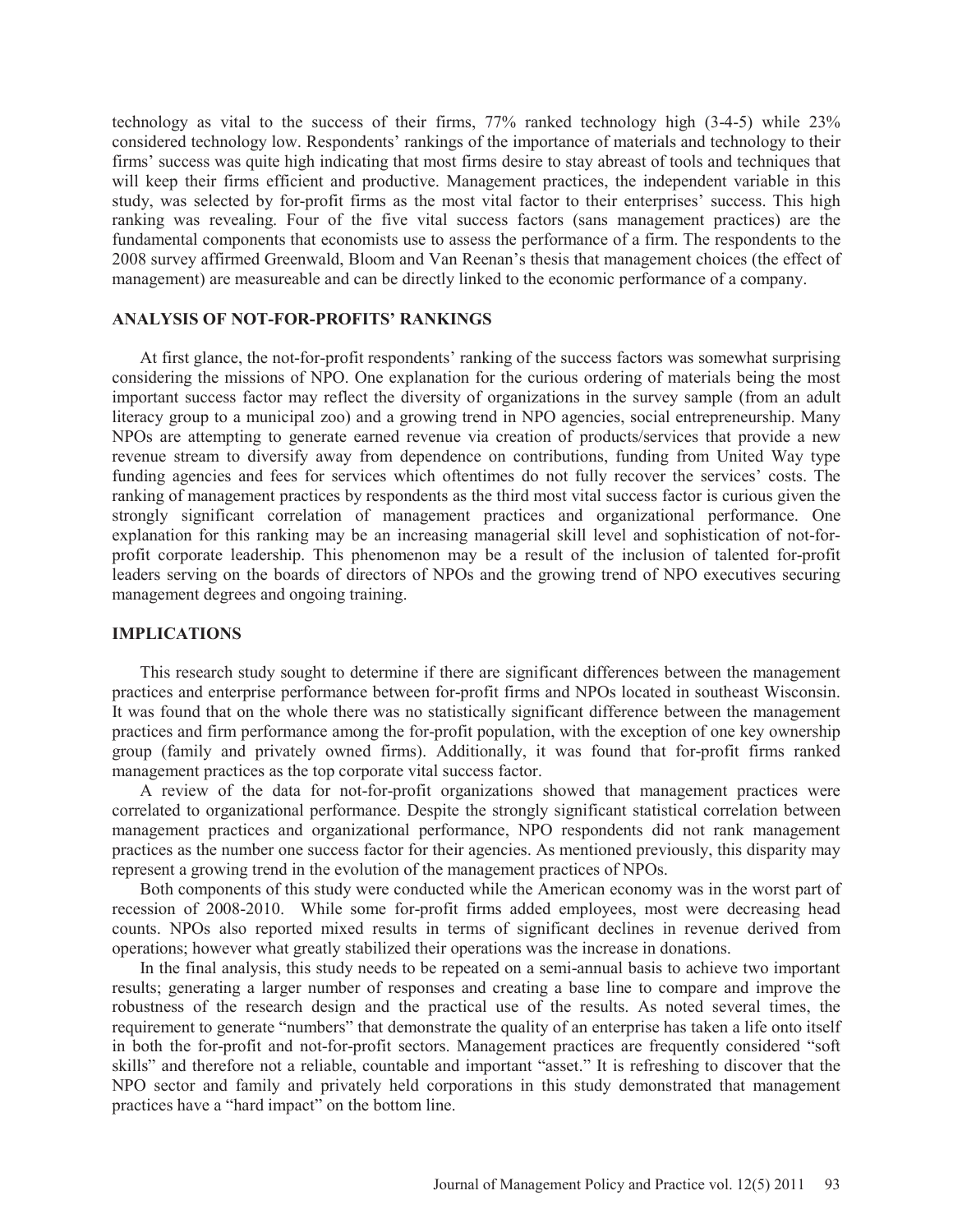technology as vital to the success of their firms, 77% ranked technology high (3-4-5) while 23% considered technology low. Respondents' rankings of the importance of materials and technology to their firms' success was quite high indicating that most firms desire to stay abreast of tools and techniques that will keep their firms efficient and productive. Management practices, the independent variable in this study, was selected by for-profit firms as the most vital factor to their enterprises' success. This high ranking was revealing. Four of the five vital success factors (sans management practices) are the fundamental components that economists use to assess the performance of a firm. The respondents to the 2008 survey affirmed Greenwald, Bloom and Van Reenan's thesis that management choices (the effect of management) are measureable and can be directly linked to the economic performance of a company.

## ANALYSIS OF NOT-FOR-PROFITS' RANKINGS

At first glance, the not-for-profit respondents' ranking of the success factors was somewhat surprising considering the missions of NPO. One explanation for the curious ordering of materials being the most important success factor may reflect the diversity of organizations in the survey sample (from an adult literacy group to a municipal zoo) and a growing trend in NPO agencies, social entrepreneurship. Many NPOs are attempting to generate earned revenue via creation of products/services that provide a new revenue stream to diversify away from dependence on contributions, funding from United Way type funding agencies and fees for services which oftentimes do not fully recover the services' costs. The ranking of management practices by respondents as the third most vital success factor is curious given the strongly significant correlation of management practices and organizational performance. One explanation for this ranking may be an increasing managerial skill level and sophistication of not-for-profit corporate leadership. This phenomenon may be a result of the inclusion of talented for-profit leaders serving on the boards of directors of NPOs and the growing trend of NPO executives securing management degrees and ongoing training.

## IMPLICATIONS

This research study sought to determine if there are significant differences between the management practices and enterprise performance between for-profit firms and NPOs located in southeast Wisconsin. It was found that on the whole there was no statistically significant difference between the management practices and firm performance among the for-profit population, with the exception of one key ownership group (family and privately owned firms). Additionally, it was found that for-profit firms ranked management practices as the top corporate vital success factor.

A review of the data for not-for-profit organizations showed that management practices were correlated to organizational performance. Despite the strongly significant statistical correlation between management practices and organizational performance, NPO respondents did not rank management practices as the number one success factor for their agencies. As mentioned previously, this disparity may represent a growing trend in the evolution of the management practices of NPOs.

Both components of this study were conducted while the American economy was in the worst part of recession of 2008-2010. While some for-profit firms added employees, most were decreasing head counts. NPOs also reported mixed results in terms of significant declines in revenue derived from operations; however what greatly stabilized their operations was the increase in donations.

In the final analysis, this study needs to be repeated on a semi-annual basis to achieve two important results; generating a larger number of responses and creating a base line to compare and improve the robustness of the research design and the practical use of the results. As noted several times, the requirement to generate "numbers" that demonstrate the quality of an enterprise has taken a life onto itself in both the for-profit and not-for-profit sectors. Management practices are frequently considered "soft skills" and therefore not a reliable, countable and important "asset." It is refreshing to discover that the NPO sector and family and privately held corporations in this study demonstrated that management practices have a "hard impact" on the bottom line.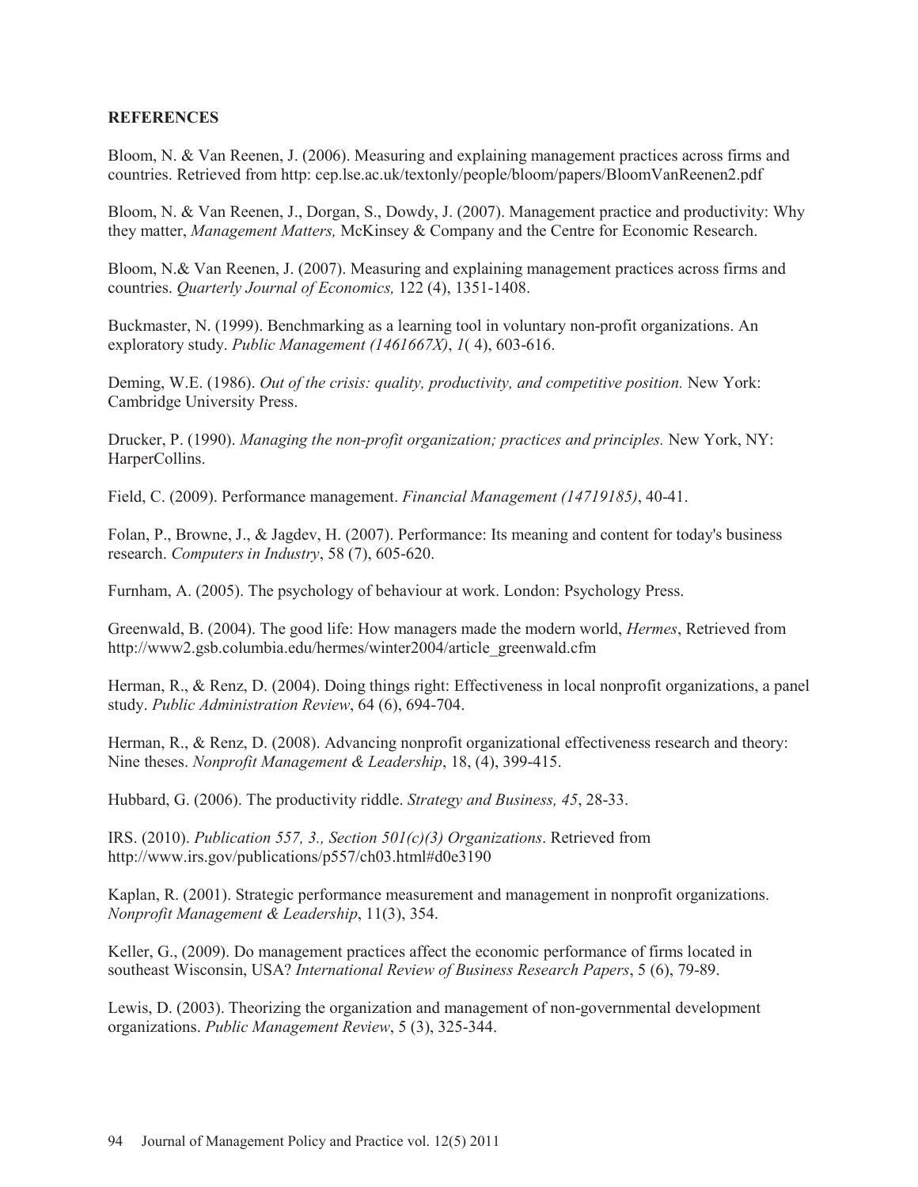**REFERENCES**

Bloom, N. & Van Reenen, J. (2006). Measuring and explaining management practices across firms and countries. Retrieved from http: cep.lse.ac.uk/textonly/people/bloom/papers/BloomVanReenen2.pdf

Bloom, N. & Van Reenen, J., Dorgan, S., Dowdy, J. (2007). Management practice and productivity: Why they matter, *Management Matters,* McKinsey & Company and the Centre for Economic Research.

Bloom, N.& Van Reenen, J. (2007). Measuring and explaining management practices across firms and countries. *Quarterly Journal of Economics,* 122 (4), 1351-1408.

Buckmaster, N. (1999). Benchmarking as a learning tool in voluntary non-profit organizations. An exploratory study. *Public Management (1461667X)*, *1*( 4), 603-616.

Deming, W.E. (1986). *Out of the crisis: quality, productivity, and competitive position.* New York: Cambridge University Press.

Drucker, P. (1990). *Managing the non-profit organization; practices and principles.* New York, NY: HarperCollins.

Field, C. (2009). Performance management. *Financial Management (14719185)*, 40-41.

Folan, P., Browne, J., & Jagdev, H. (2007). Performance: Its meaning and content for today's business research. *Computers in Industry*, 58 (7), 605-620.

Furnham, A. (2005). The psychology of behaviour at work. London: Psychology Press.

Greenwald, B. (2004). The good life: How managers made the modern world, *Hermes*, Retrieved from http://www2.gsb.columbia.edu/hermes/winter2004/article_greenwald.cfm

Herman, R., & Renz, D. (2004). Doing things right: Effectiveness in local nonprofit organizations, a panel study. *Public Administration Review*, 64 (6), 694-704.

Herman, R., & Renz, D. (2008). Advancing nonprofit organizational effectiveness research and theory: Nine theses. *Nonprofit Management & Leadership*, 18, (4), 399-415.

Hubbard, G. (2006). The productivity riddle. *Strategy and Business, 45*, 28-33.

IRS. (2010). *Publication 557, 3., Section 501(c)(3) Organizations*. Retrieved from http://www.irs.gov/publications/p557/ch03.html#d0e3190

Kaplan, R. (2001). Strategic performance measurement and management in nonprofit organizations. *Nonprofit Management & Leadership*, 11(3), 354.

Keller, G., (2009). Do management practices affect the economic performance of firms located in southeast Wisconsin, USA? *International Review of Business Research Papers*, 5 (6), 79-89.

Lewis, D. (2003). Theorizing the organization and management of non-governmental development organizations. *Public Management Review*, 5 (3), 325-344.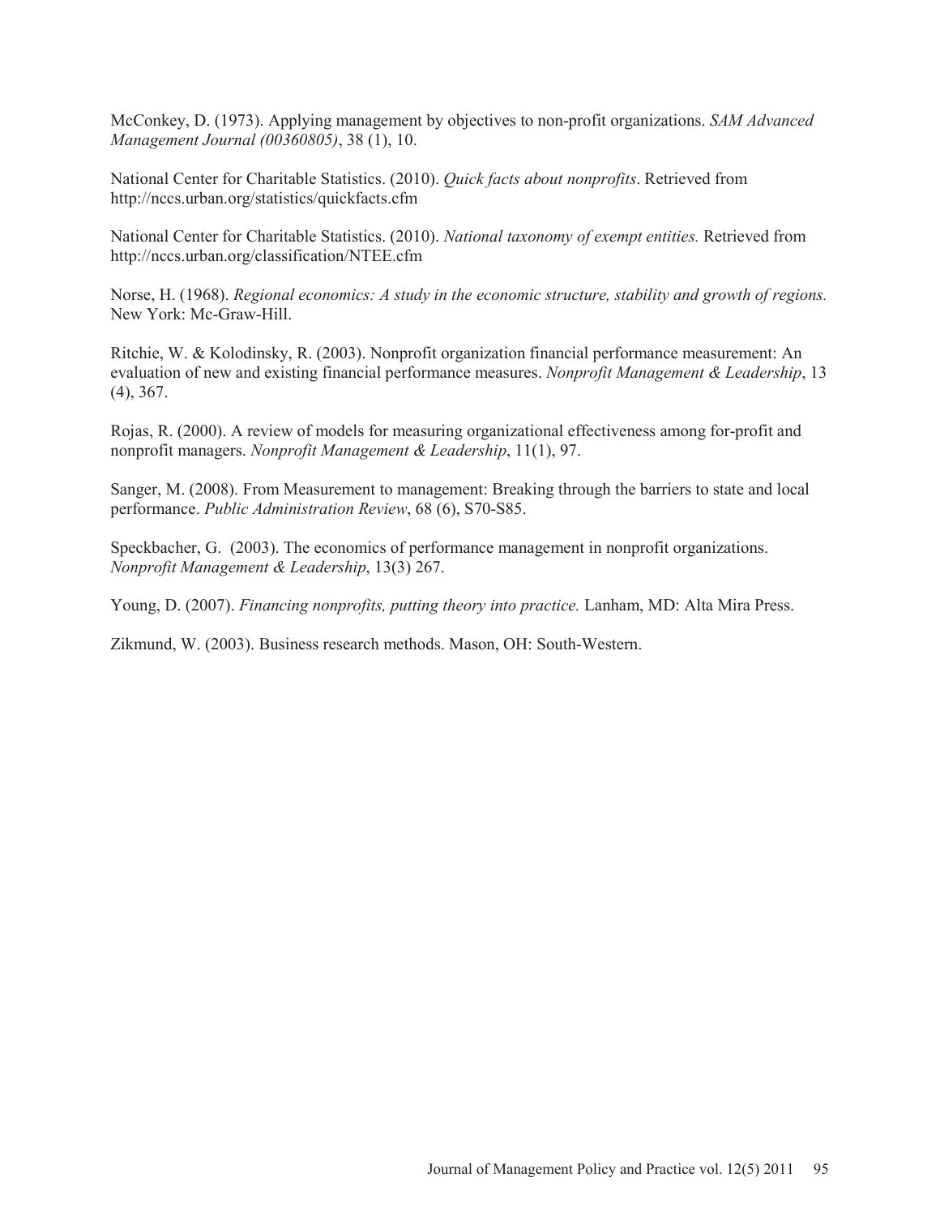McConkey, D. (1973). Applying management by objectives to non-profit organizations. *SAM Advanced Management Journal (00360805)*, 38 (1), 10.

National Center for Charitable Statistics. (2010). *Quick facts about nonprofits*. Retrieved from http://nccs.urban.org/statistics/quickfacts.cfm

National Center for Charitable Statistics. (2010). *National taxonomy of exempt entities.* Retrieved from http://nccs.urban.org/classification/NTEE.cfm

Norse, H. (1968). *Regional economics: A study in the economic structure, stability and growth of regions.* New York: Mc-Graw-Hill.

Ritchie, W. & Kolodinsky, R. (2003). Nonprofit organization financial performance measurement: An evaluation of new and existing financial performance measures. *Nonprofit Management & Leadership*, 13 (4), 367.

Rojas, R. (2000). A review of models for measuring organizational effectiveness among for-profit and nonprofit managers. *Nonprofit Management & Leadership*, 11(1), 97.

Sanger, M. (2008). From Measurement to management: Breaking through the barriers to state and local performance. *Public Administration Review*, 68 (6), S70-S85.

Speckbacher, G. (2003). The economics of performance management in nonprofit organizations. *Nonprofit Management & Leadership*, 13(3) 267.

Young, D. (2007). *Financing nonprofits, putting theory into practice.* Lanham, MD: Alta Mira Press.

Zikmund, W. (2003). Business research methods. Mason, OH: South-Western.